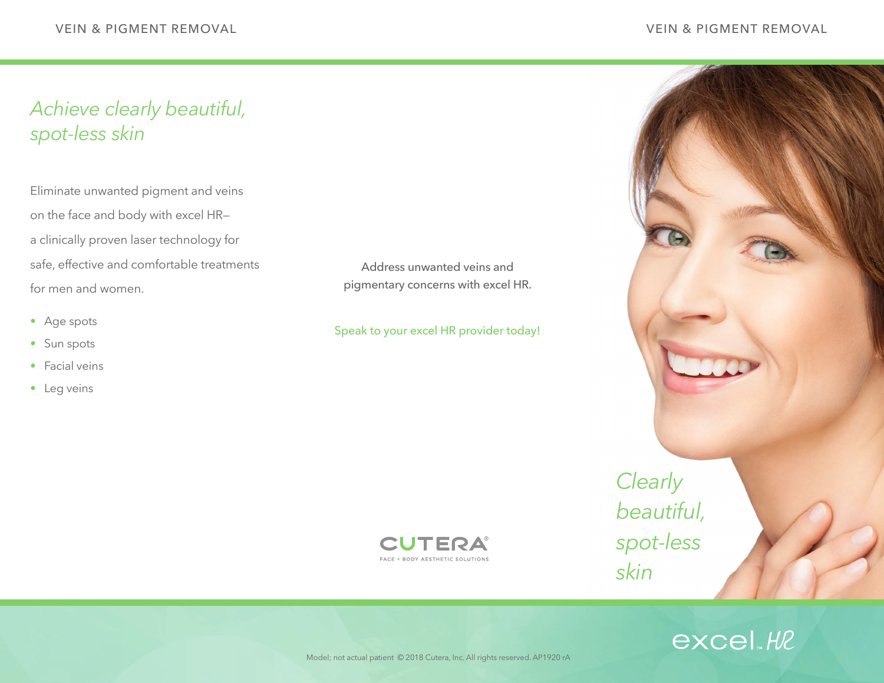# Achieve clearly beautiful, spot-less skin

Eliminate unwanted pigment and veins on the face and body with excel HR–a clinically proven laser technology for safe, effective and comfortable treatments for men and women.

- Age spots
- Sun spots
- Facial veins
- Leg veins

Address unwanted veins and pigmentary concerns with excel HR.

Speak to your excel HR provider today!

CUTERA®
FACE + BODY AESTHETIC SOLUTIONS

*Clearly beautiful, spot-less skin*

excel HR

Model; not actual patient © 2018 Cutera, Inc. All rights reserved. AP1920 rA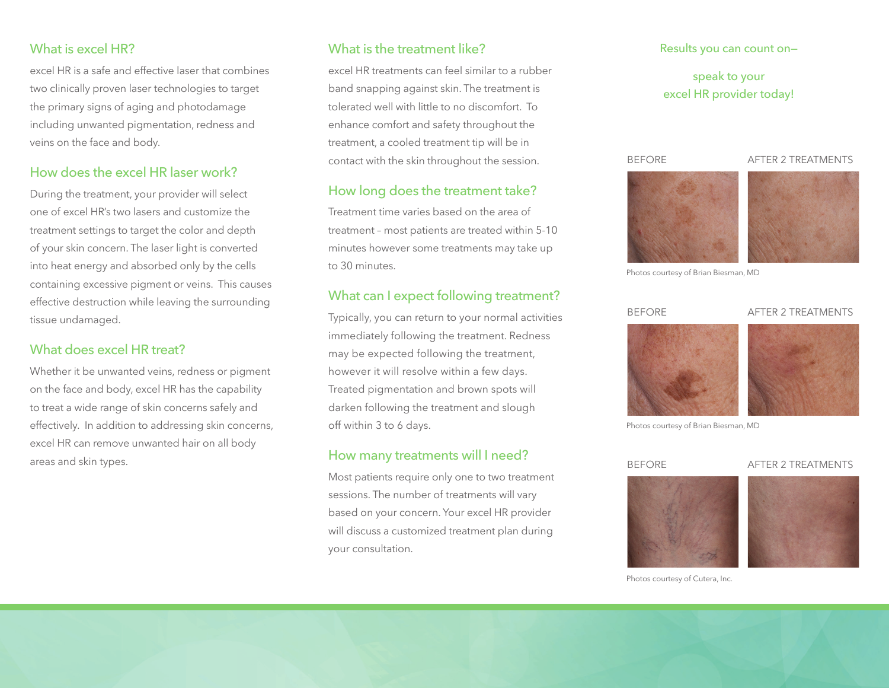## What is excel HR?

excel HR is a safe and effective laser that combines two clinically proven laser technologies to target the primary signs of aging and photodamage including unwanted pigmentation, redness and veins on the face and body.

## How does the excel HR laser work?

During the treatment, your provider will select one of excel HR's two lasers and customize the treatment settings to target the color and depth of your skin concern. The laser light is converted into heat energy and absorbed only by the cells containing excessive pigment or veins. This causes effective destruction while leaving the surrounding tissue undamaged.

## What does excel HR treat?

Whether it be unwanted veins, redness or pigment on the face and body, excel HR has the capability to treat a wide range of skin concerns safely and effectively. In addition to addressing skin concerns, excel HR can remove unwanted hair on all body areas and skin types.

## What is the treatment like?

excel HR treatments can feel similar to a rubber band snapping against skin. The treatment is tolerated well with little to no discomfort. To enhance comfort and safety throughout the treatment, a cooled treatment tip will be in contact with the skin throughout the session.

## How long does the treatment take?

Treatment time varies based on the area of treatment – most patients are treated within 5-10 minutes however some treatments may take up to 30 minutes.

## What can I expect following treatment?

Typically, you can return to your normal activities immediately following the treatment. Redness may be expected following the treatment, however it will resolve within a few days. Treated pigmentation and brown spots will darken following the treatment and slough off within 3 to 6 days.

## How many treatments will I need?

Most patients require only one to two treatment sessions. The number of treatments will vary based on your concern. Your excel HR provider will discuss a customized treatment plan during your consultation.

Results you can count on–

speak to your excel HR provider today!

BEFORE

AFTER 2 TREATMENTS

Photos courtesy of Brian Biesman, MD

BEFORE

AFTER 2 TREATMENTS

Photos courtesy of Brian Biesman, MD

BEFORE

AFTER 2 TREATMENTS

Photos courtesy of Cutera, Inc.